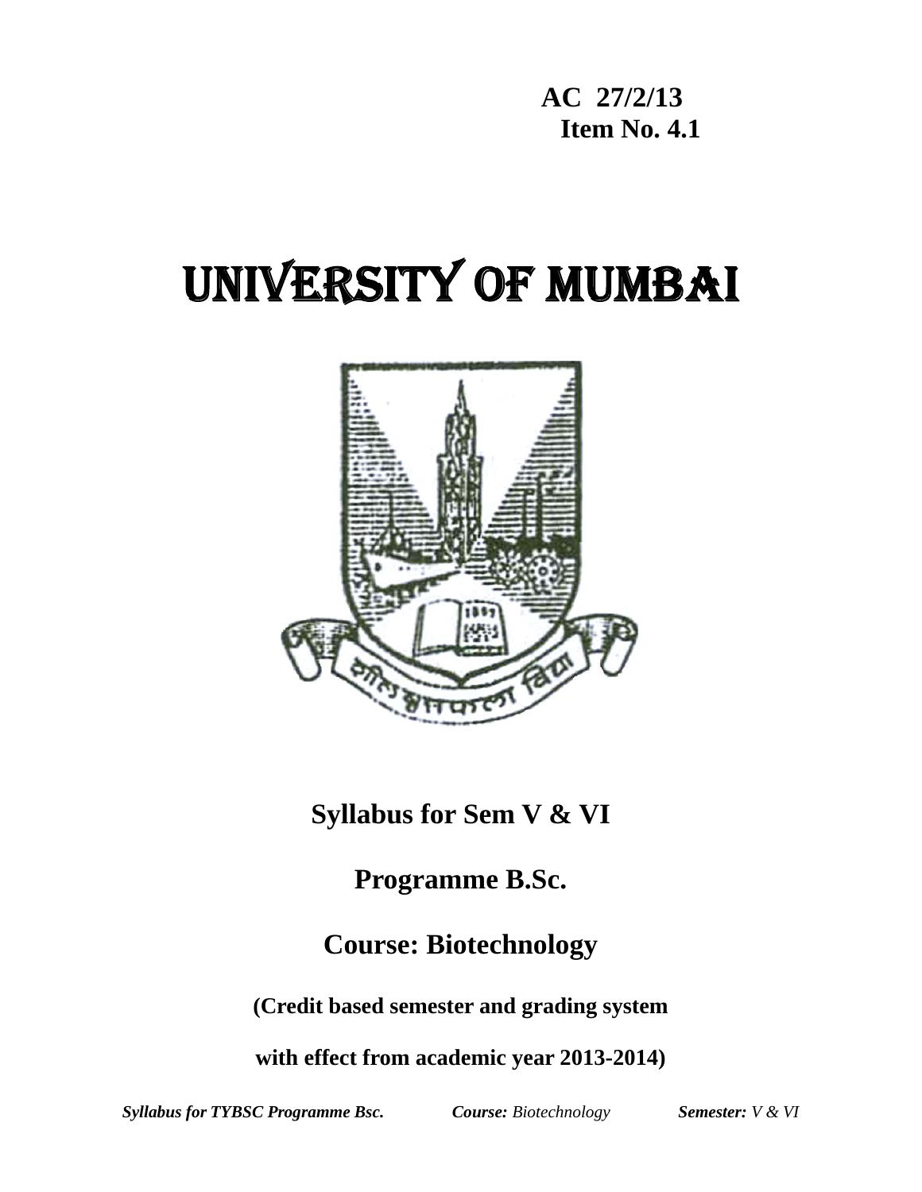**AC 27/2/13**
**Item No. 4.1**

# UNIVERSITY OF MUMBAI

## Syllabus for Sem V & VI

## Programme B.Sc.

## Course: Biotechnology

**(Credit based semester and grading system**

**with effect from academic year 2013-2014)**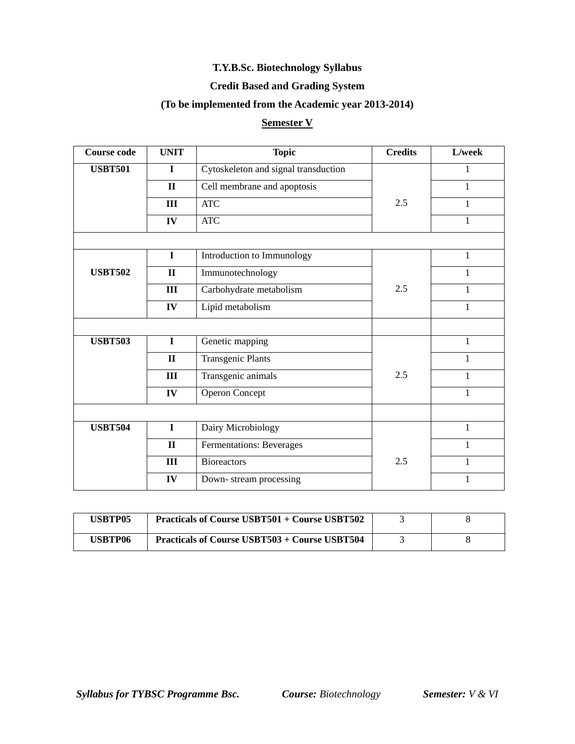**T.Y.B.Sc. Biotechnology Syllabus**

**Credit Based and Grading System**

**(To be implemented from the Academic year 2013-2014)**

**Semester V**

| Course code | UNIT | Topic | Credits | L/week |
|---|---|---|---|---|
| **USBT501** | **I** | Cytoskeleton and signal transduction | 2.5 | 1 |
| | **II** | Cell membrane and apoptosis | | 1 |
| | **III** | ATC | | 1 |
| | **IV** | ATC | | 1 |
| | | | | |
| **USBT502** | **I** | Introduction to Immunology | 2.5 | 1 |
| | **II** | Immunotechnology | | 1 |
| | **III** | Carbohydrate metabolism | | 1 |
| | **IV** | Lipid metabolism | | 1 |
| | | | | |
| **USBT503** | **I** | Genetic mapping | 2.5 | 1 |
| | **II** | Transgenic Plants | | 1 |
| | **III** | Transgenic animals | | 1 |
| | **IV** | Operon Concept | | 1 |
| | | | | |
| **USBT504** | **I** | Dairy Microbiology | 2.5 | 1 |
| | **II** | Fermentations: Beverages | | 1 |
| | **III** | Bioreactors | | 1 |
| | **IV** | Down- stream processing | | 1 |

| | | | |
|---|---|---|---|
| **USBTP05** | **Practicals of Course USBT501 + Course USBT502** | 3 | 8 |
| **USBTP06** | **Practicals of Course USBT503 + Course USBT504** | 3 | 8 |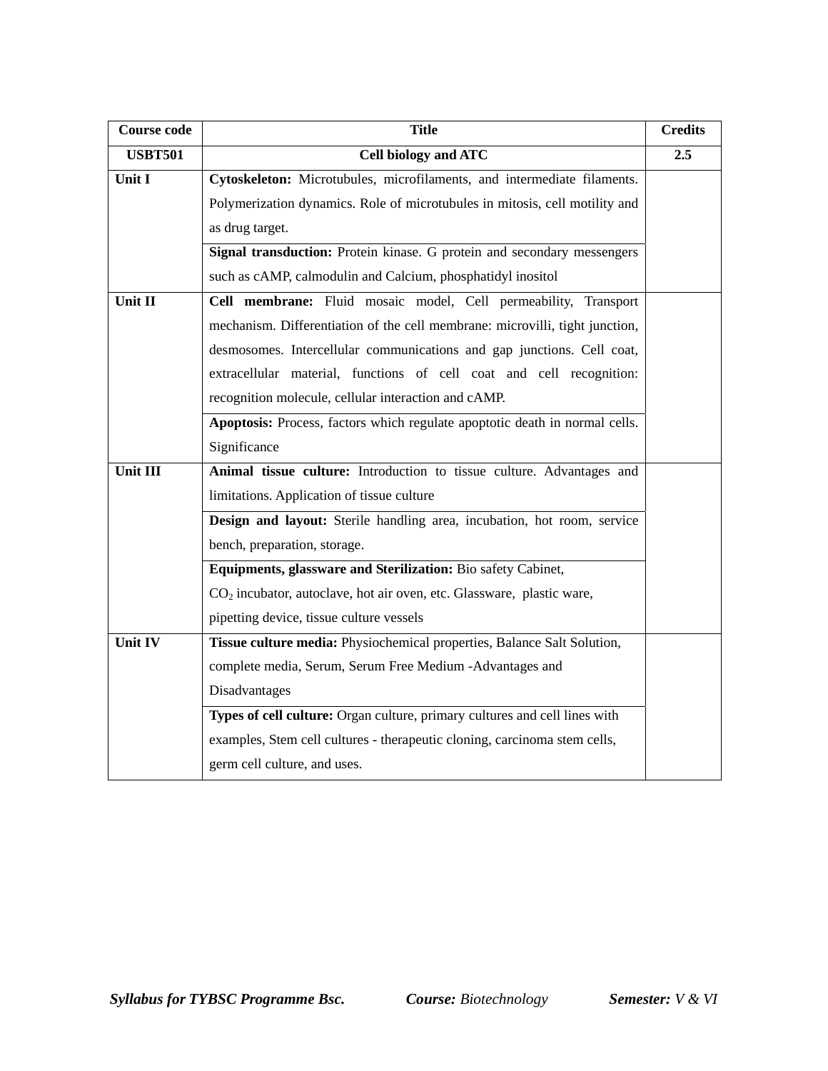| Course code | Title | Credits |
|---|---|---|
| **USBT501** | **Cell biology and ATC** | **2.5** |
| **Unit I** | **Cytoskeleton:** Microtubules, microfilaments, and intermediate filaments. Polymerization dynamics. Role of microtubules in mitosis, cell motility and as drug target. | |
| | **Signal transduction:** Protein kinase. G protein and secondary messengers such as cAMP, calmodulin and Calcium, phosphatidyl inositol | |
| **Unit II** | **Cell membrane:** Fluid mosaic model, Cell permeability, Transport mechanism. Differentiation of the cell membrane: microvilli, tight junction, desmosomes. Intercellular communications and gap junctions. Cell coat, extracellular material, functions of cell coat and cell recognition: recognition molecule, cellular interaction and cAMP. | |
| | **Apoptosis:** Process, factors which regulate apoptotic death in normal cells. Significance | |
| **Unit III** | **Animal tissue culture:** Introduction to tissue culture. Advantages and limitations. Application of tissue culture | |
| | **Design and layout:** Sterile handling area, incubation, hot room, service bench, preparation, storage. | |
| | **Equipments, glassware and Sterilization:** Bio safety Cabinet, $CO_2$ incubator, autoclave, hot air oven, etc. Glassware, plastic ware, pipetting device, tissue culture vessels | |
| **Unit IV** | **Tissue culture media:** Physiochemical properties, Balance Salt Solution, complete media, Serum, Serum Free Medium -Advantages and Disadvantages | |
| | **Types of cell culture:** Organ culture, primary cultures and cell lines with examples, Stem cell cultures - therapeutic cloning, carcinoma stem cells, germ cell culture, and uses. | |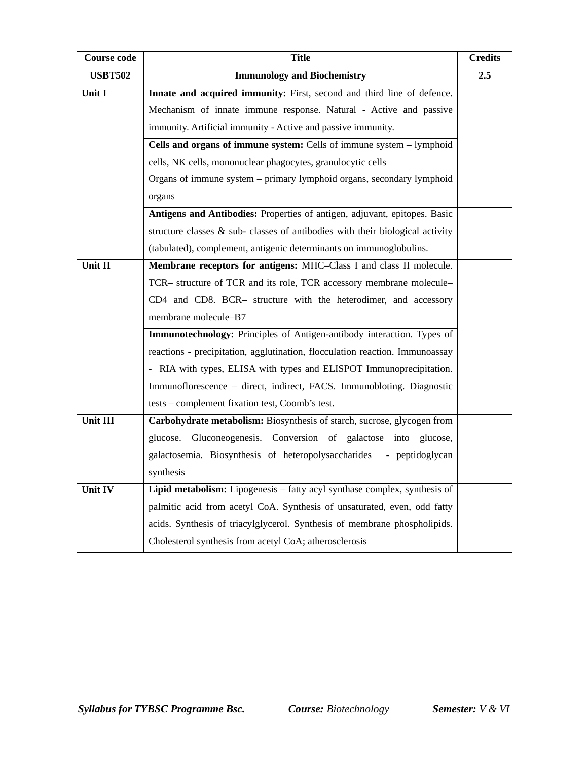| Course code | Title | Credits |
|---|---|---|
| **USBT502** | **Immunology and Biochemistry** | **2.5** |
| **Unit I** | **Innate and acquired immunity:** First, second and third line of defence. Mechanism of innate immune response. Natural - Active and passive immunity. Artificial immunity - Active and passive immunity. | |
| | **Cells and organs of immune system:** Cells of immune system – lymphoid cells, NK cells, mononuclear phagocytes, granulocytic cells<br>Organs of immune system – primary lymphoid organs, secondary lymphoid organs | |
| | **Antigens and Antibodies:** Properties of antigen, adjuvant, epitopes. Basic structure classes & sub- classes of antibodies with their biological activity (tabulated), complement, antigenic determinants on immunoglobulins. | |
| **Unit II** | **Membrane receptors for antigens:** MHC–Class I and class II molecule. TCR– structure of TCR and its role, TCR accessory membrane molecule– CD4 and CD8. BCR– structure with the heterodimer, and accessory membrane molecule–B7 | |
| | **Immunotechnology:** Principles of Antigen-antibody interaction. Types of reactions - precipitation, agglutination, flocculation reaction. Immunoassay - RIA with types, ELISA with types and ELISPOT Immunoprecipitation. Immunoflorescence – direct, indirect, FACS. Immunobloting. Diagnostic tests – complement fixation test, Coomb's test. | |
| **Unit III** | **Carbohydrate metabolism:** Biosynthesis of starch, sucrose, glycogen from glucose. Gluconeogenesis. Conversion of galactose into glucose, galactosemia. Biosynthesis of heteropolysaccharides - peptidoglycan synthesis | |
| **Unit IV** | **Lipid metabolism:** Lipogenesis – fatty acyl synthase complex, synthesis of palmitic acid from acetyl CoA. Synthesis of unsaturated, even, odd fatty acids. Synthesis of triacylglycerol. Synthesis of membrane phospholipids. Cholesterol synthesis from acetyl CoA; atherosclerosis | |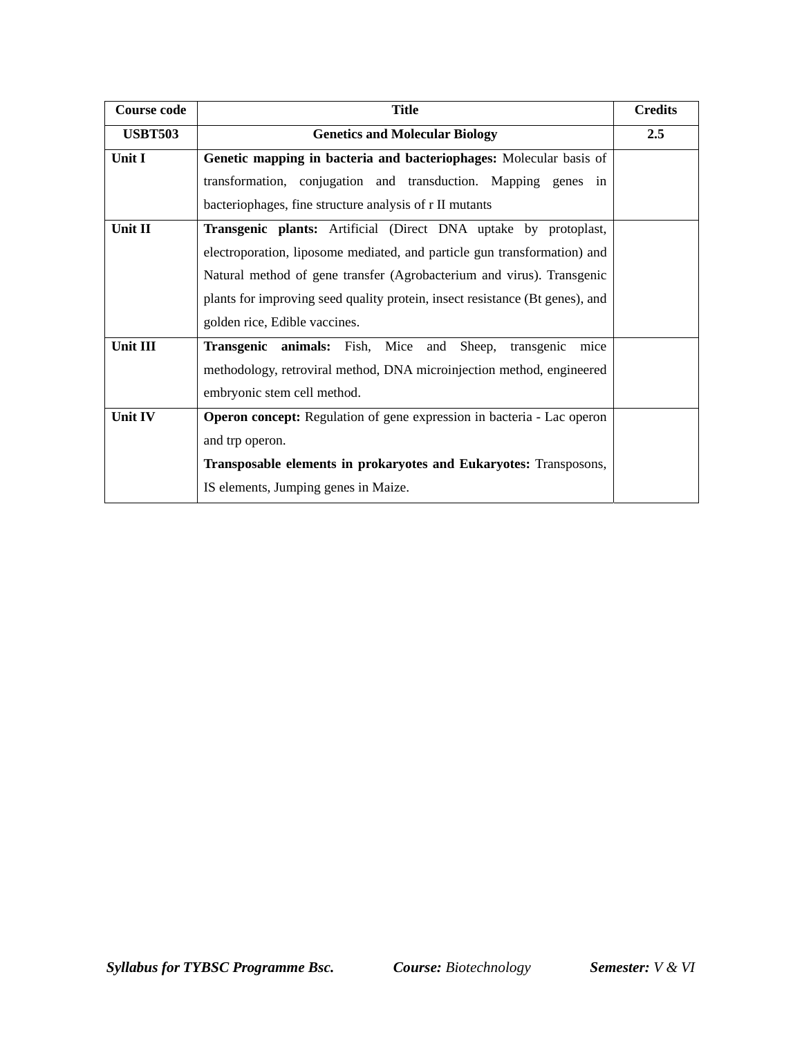| Course code | Title | Credits |
|---|---|---|
| **USBT503** | **Genetics and Molecular Biology** | **2.5** |
| **Unit I** | **Genetic mapping in bacteria and bacteriophages:** Molecular basis of transformation, conjugation and transduction. Mapping genes in bacteriophages, fine structure analysis of r II mutants | |
| **Unit II** | **Transgenic plants:** Artificial (Direct DNA uptake by protoplast, electroporation, liposome mediated, and particle gun transformation) and Natural method of gene transfer (Agrobacterium and virus). Transgenic plants for improving seed quality protein, insect resistance (Bt genes), and golden rice, Edible vaccines. | |
| **Unit III** | **Transgenic animals:** Fish, Mice and Sheep, transgenic mice methodology, retroviral method, DNA microinjection method, engineered embryonic stem cell method. | |
| **Unit IV** | **Operon concept:** Regulation of gene expression in bacteria - Lac operon and trp operon.<br>**Transposable elements in prokaryotes and Eukaryotes:** Transposons, IS elements, Jumping genes in Maize. | |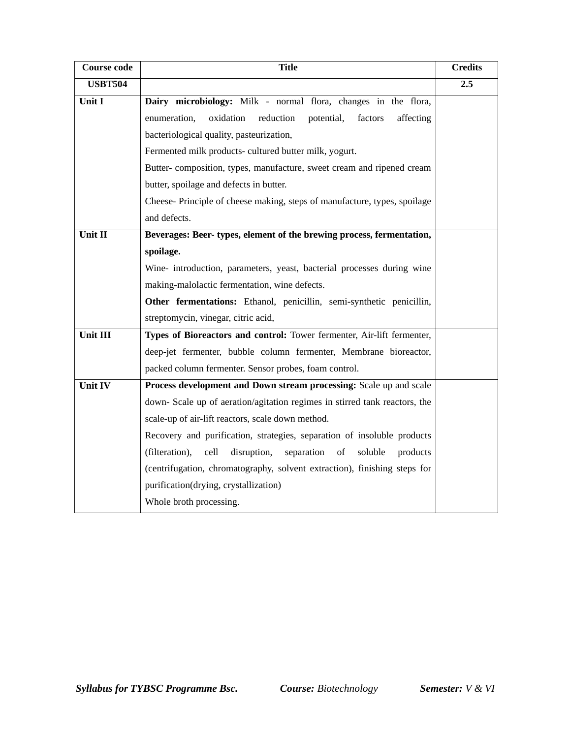| Course code | Title | Credits |
|---|---|---|
| **USBT504** | | **2.5** |
| **Unit I** | **Dairy microbiology:** Milk - normal flora, changes in the flora, enumeration, oxidation reduction potential, factors affecting bacteriological quality, pasteurization,<br>Fermented milk products- cultured butter milk, yogurt.<br>Butter- composition, types, manufacture, sweet cream and ripened cream butter, spoilage and defects in butter.<br>Cheese- Principle of cheese making, steps of manufacture, types, spoilage and defects. | |
| **Unit II** | **Beverages: Beer- types, element of the brewing process, fermentation, spoilage.**<br>Wine- introduction, parameters, yeast, bacterial processes during wine making-malolactic fermentation, wine defects.<br>**Other fermentations:** Ethanol, penicillin, semi-synthetic penicillin, streptomycin, vinegar, citric acid, | |
| **Unit III** | **Types of Bioreactors and control:** Tower fermenter, Air-lift fermenter, deep-jet fermenter, bubble column fermenter, Membrane bioreactor, packed column fermenter. Sensor probes, foam control. | |
| **Unit IV** | **Process development and Down stream processing:** Scale up and scale down- Scale up of aeration/agitation regimes in stirred tank reactors, the scale-up of air-lift reactors, scale down method.<br>Recovery and purification, strategies, separation of insoluble products (filteration), cell disruption, separation of soluble products (centrifugation, chromatography, solvent extraction), finishing steps for purification(drying, crystallization)<br>Whole broth processing. | |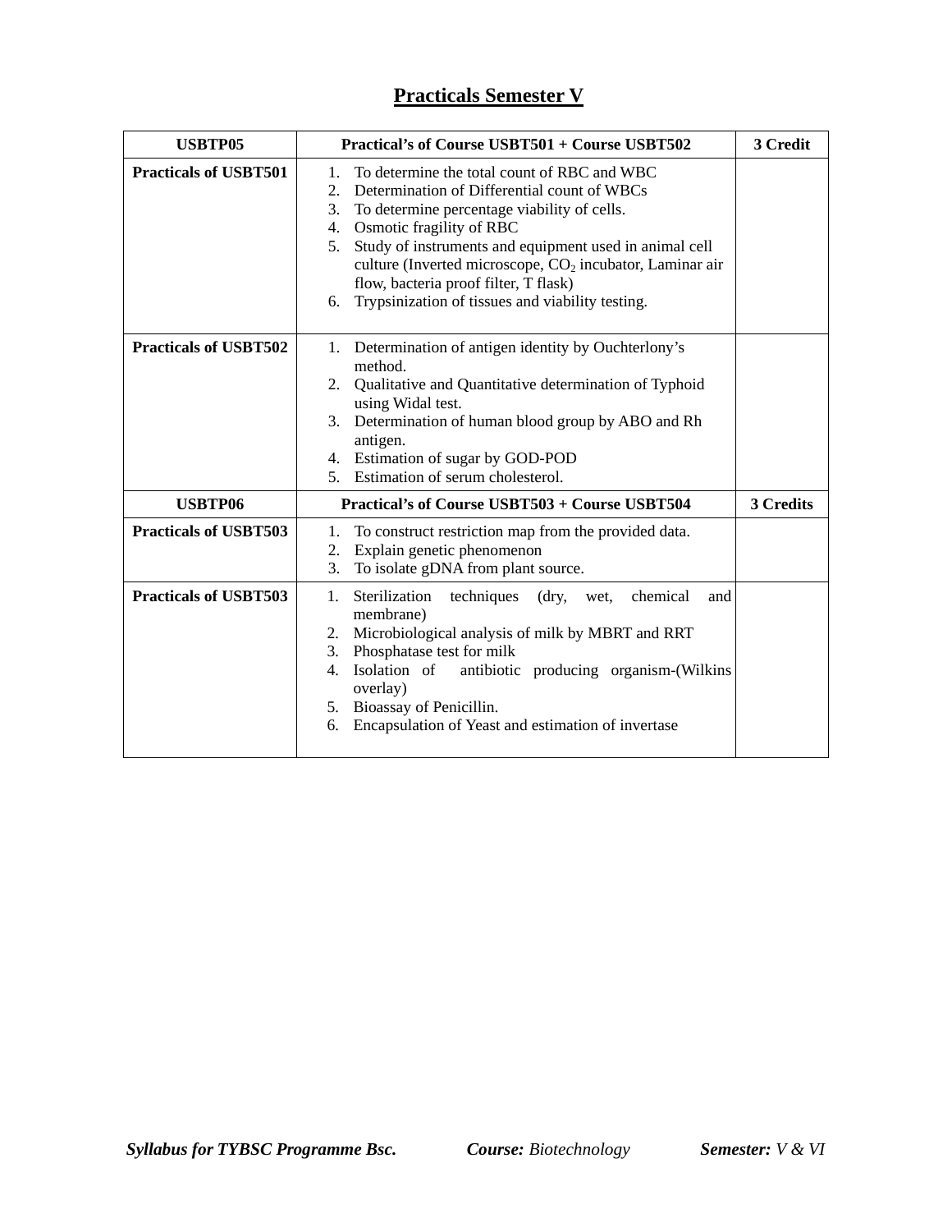# Practicals Semester V

| USBTP05 | Practical's of Course USBT501 + Course USBT502 | 3 Credit |
|---|---|---|
| **Practicals of USBT501** | 1. To determine the total count of RBC and WBC<br>2. Determination of Differential count of WBCs<br>3. To determine percentage viability of cells.<br>4. Osmotic fragility of RBC<br>5. Study of instruments and equipment used in animal cell culture (Inverted microscope, $CO_2$ incubator, Laminar air flow, bacteria proof filter, T flask)<br>6. Trypsinization of tissues and viability testing. | |
| **Practicals of USBT502** | 1. Determination of antigen identity by Ouchterlony's method.<br>2. Qualitative and Quantitative determination of Typhoid using Widal test.<br>3. Determination of human blood group by ABO and Rh antigen.<br>4. Estimation of sugar by GOD-POD<br>5. Estimation of serum cholesterol. | |
| **USBTP06** | **Practical's of Course USBT503 + Course USBT504** | **3 Credits** |
| **Practicals of USBT503** | 1. To construct restriction map from the provided data.<br>2. Explain genetic phenomenon<br>3. To isolate gDNA from plant source. | |
| **Practicals of USBT503** | 1. Sterilization techniques (dry, wet, chemical and membrane)<br>2. Microbiological analysis of milk by MBRT and RRT<br>3. Phosphatase test for milk<br>4. Isolation of antibiotic producing organism-(Wilkins overlay)<br>5. Bioassay of Penicillin.<br>6. Encapsulation of Yeast and estimation of invertase | |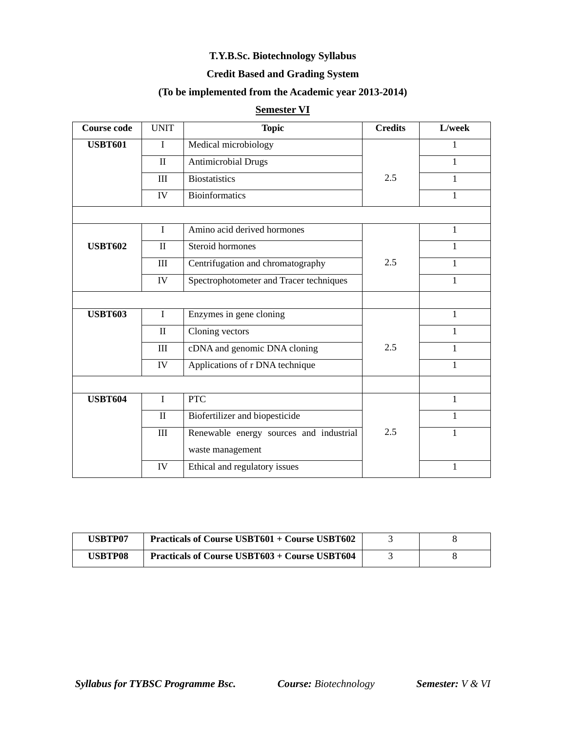**T.Y.B.Sc. Biotechnology Syllabus**

**Credit Based and Grading System**

**(To be implemented from the Academic year 2013-2014)**

**Semester VI**

| Course code | UNIT | Topic | Credits | L/week |
|---|---|---|---|---|
| **USBT601** | I | Medical microbiology | 2.5 | 1 |
| | II | Antimicrobial Drugs | | 1 |
| | III | Biostatistics | | 1 |
| | IV | Bioinformatics | | 1 |
| | | | | |
| **USBT602** | I | Amino acid derived hormones | 2.5 | 1 |
| | II | Steroid hormones | | 1 |
| | III | Centrifugation and chromatography | | 1 |
| | IV | Spectrophotometer and Tracer techniques | | 1 |
| | | | | |
| **USBT603** | I | Enzymes in gene cloning | 2.5 | 1 |
| | II | Cloning vectors | | 1 |
| | III | cDNA and genomic DNA cloning | | 1 |
| | IV | Applications of r DNA technique | | 1 |
| | | | | |
| **USBT604** | I | PTC | 2.5 | 1 |
| | II | Biofertilizer and biopesticide | | 1 |
| | III | Renewable energy sources and industrial waste management | | 1 |
| | IV | Ethical and regulatory issues | | 1 |

| | | | |
|---|---|---|---|
| **USBTP07** | **Practicals of Course USBT601 + Course USBT602** | 3 | 8 |
| **USBTP08** | **Practicals of Course USBT603 + Course USBT604** | 3 | 8 |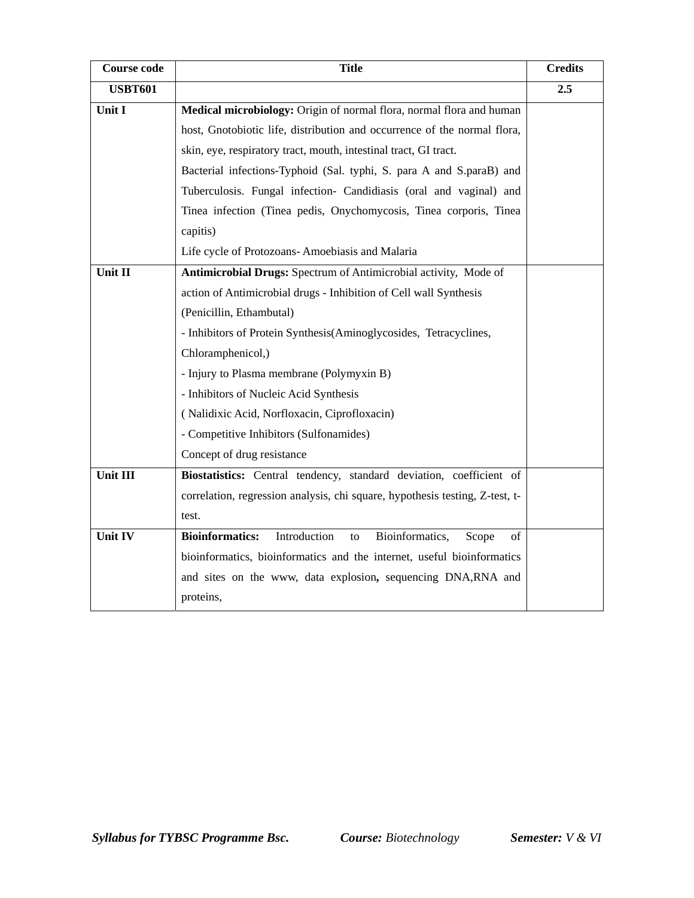| Course code | Title | Credits |
|---|---|---|
| **USBT601** | | **2.5** |
| **Unit I** | **Medical microbiology:** Origin of normal flora, normal flora and human host, Gnotobiotic life, distribution and occurrence of the normal flora, skin, eye, respiratory tract, mouth, intestinal tract, GI tract.<br>Bacterial infections-Typhoid (Sal. typhi, S. para A and S.paraB) and Tuberculosis. Fungal infection- Candidiasis (oral and vaginal) and Tinea infection (Tinea pedis, Onychomycosis, Tinea corporis, Tinea capitis)<br>Life cycle of Protozoans- Amoebiasis and Malaria | |
| **Unit II** | **Antimicrobial Drugs:** Spectrum of Antimicrobial activity, Mode of action of Antimicrobial drugs - Inhibition of Cell wall Synthesis (Penicillin, Ethambutal)<br>- Inhibitors of Protein Synthesis(Aminoglycosides, Tetracyclines, Chloramphenicol,)<br>- Injury to Plasma membrane (Polymyxin B)<br>- Inhibitors of Nucleic Acid Synthesis<br>( Nalidixic Acid, Norfloxacin, Ciprofloxacin)<br>- Competitive Inhibitors (Sulfonamides)<br>Concept of drug resistance | |
| **Unit III** | **Biostatistics:** Central tendency, standard deviation, coefficient of correlation, regression analysis, chi square, hypothesis testing, Z-test, t-test. | |
| **Unit IV** | **Bioinformatics:** Introduction to Bioinformatics, Scope of bioinformatics, bioinformatics and the internet, useful bioinformatics and sites on the www, data explosion**,** sequencing DNA,RNA and proteins, | |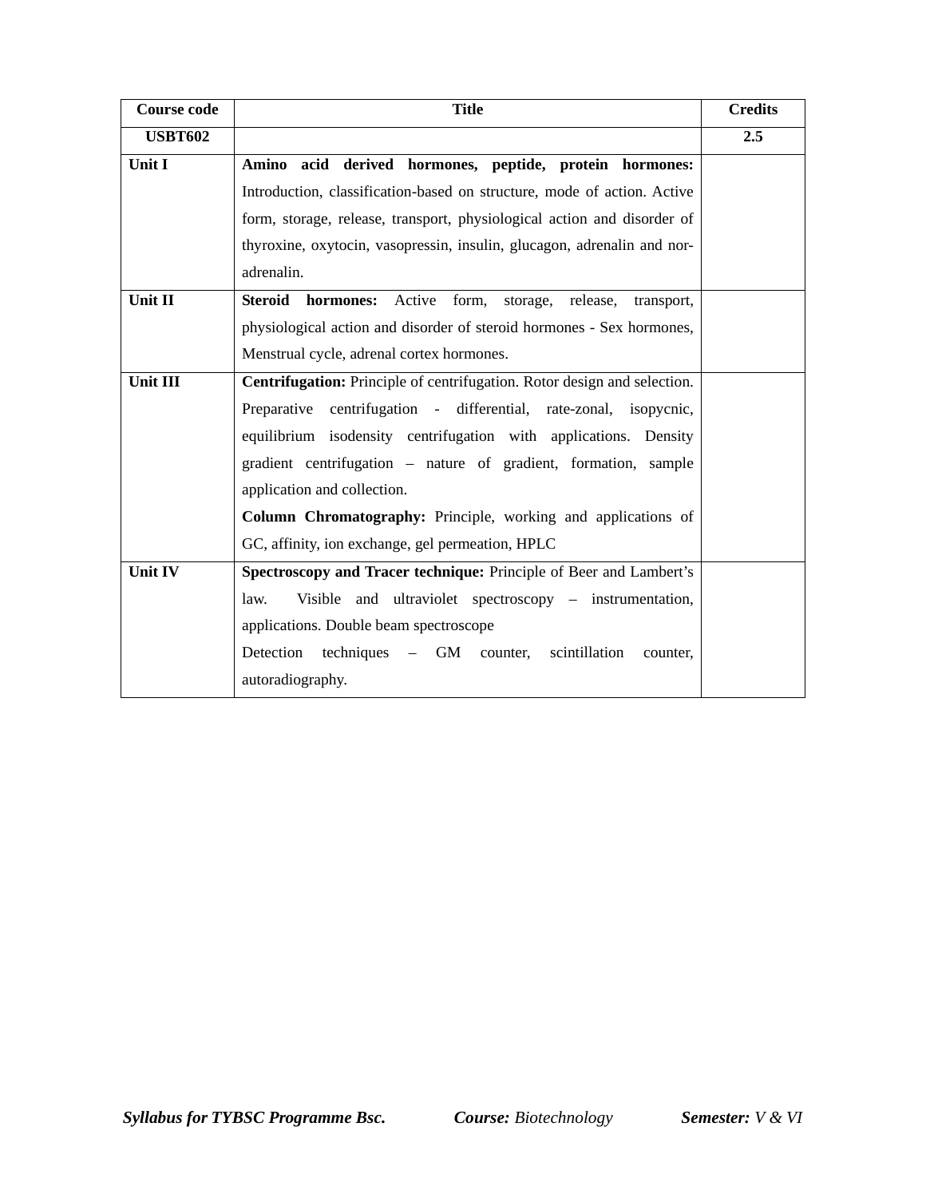| Course code | Title | Credits |
|---|---|---|
| USBT602 | | 2.5 |
| Unit I | **Amino acid derived hormones, peptide, protein hormones:** Introduction, classification-based on structure, mode of action. Active form, storage, release, transport, physiological action and disorder of thyroxine, oxytocin, vasopressin, insulin, glucagon, adrenalin and nor-adrenalin. | |
| Unit II | **Steroid hormones:** Active form, storage, release, transport, physiological action and disorder of steroid hormones - Sex hormones, Menstrual cycle, adrenal cortex hormones. | |
| Unit III | **Centrifugation:** Principle of centrifugation. Rotor design and selection. Preparative centrifugation - differential, rate-zonal, isopycnic, equilibrium isodensity centrifugation with applications. Density gradient centrifugation – nature of gradient, formation, sample application and collection. **Column Chromatography:** Principle, working and applications of GC, affinity, ion exchange, gel permeation, HPLC | |
| Unit IV | **Spectroscopy and Tracer technique:** Principle of Beer and Lambert's law. Visible and ultraviolet spectroscopy – instrumentation, applications. Double beam spectroscope Detection techniques – GM counter, scintillation counter, autoradiography. | |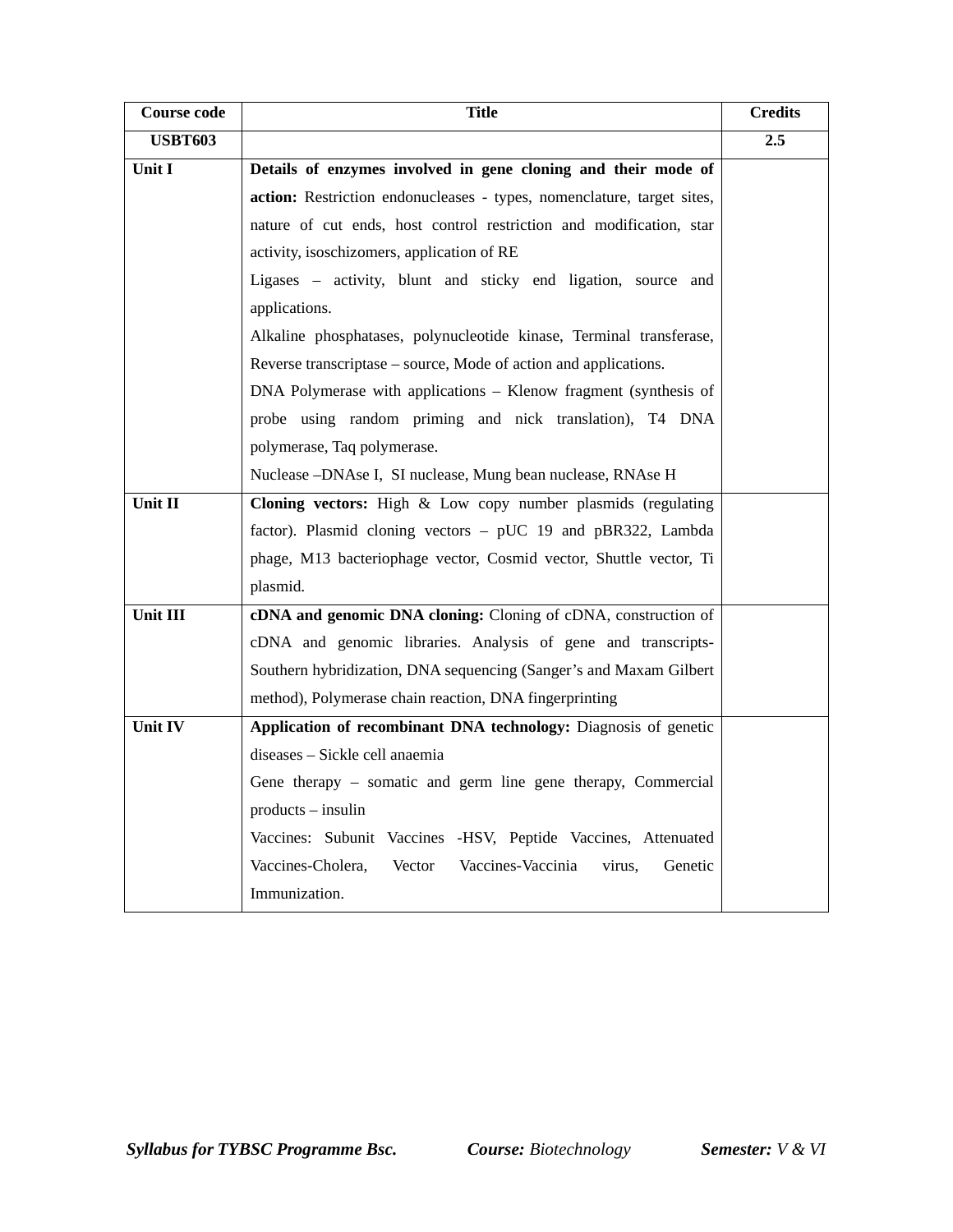| Course code | Title | Credits |
|---|---|---|
| **USBT603** | | **2.5** |
| **Unit I** | **Details of enzymes involved in gene cloning and their mode of action:** Restriction endonucleases - types, nomenclature, target sites, nature of cut ends, host control restriction and modification, star activity, isoschizomers, application of RE<br>Ligases – activity, blunt and sticky end ligation, source and applications.<br>Alkaline phosphatases, polynucleotide kinase, Terminal transferase, Reverse transcriptase – source, Mode of action and applications.<br>DNA Polymerase with applications – Klenow fragment (synthesis of probe using random priming and nick translation), T4 DNA polymerase, Taq polymerase.<br>Nuclease –DNAse I, SI nuclease, Mung bean nuclease, RNAse H | |
| **Unit II** | **Cloning vectors:** High & Low copy number plasmids (regulating factor). Plasmid cloning vectors – pUC 19 and pBR322, Lambda phage, M13 bacteriophage vector, Cosmid vector, Shuttle vector, Ti plasmid. | |
| **Unit III** | **cDNA and genomic DNA cloning:** Cloning of cDNA, construction of cDNA and genomic libraries. Analysis of gene and transcripts- Southern hybridization, DNA sequencing (Sanger's and Maxam Gilbert method), Polymerase chain reaction, DNA fingerprinting | |
| **Unit IV** | **Application of recombinant DNA technology:** Diagnosis of genetic diseases – Sickle cell anaemia<br>Gene therapy – somatic and germ line gene therapy, Commercial products – insulin<br>Vaccines: Subunit Vaccines -HSV, Peptide Vaccines, Attenuated Vaccines-Cholera, Vector Vaccines-Vaccinia virus, Genetic Immunization. | |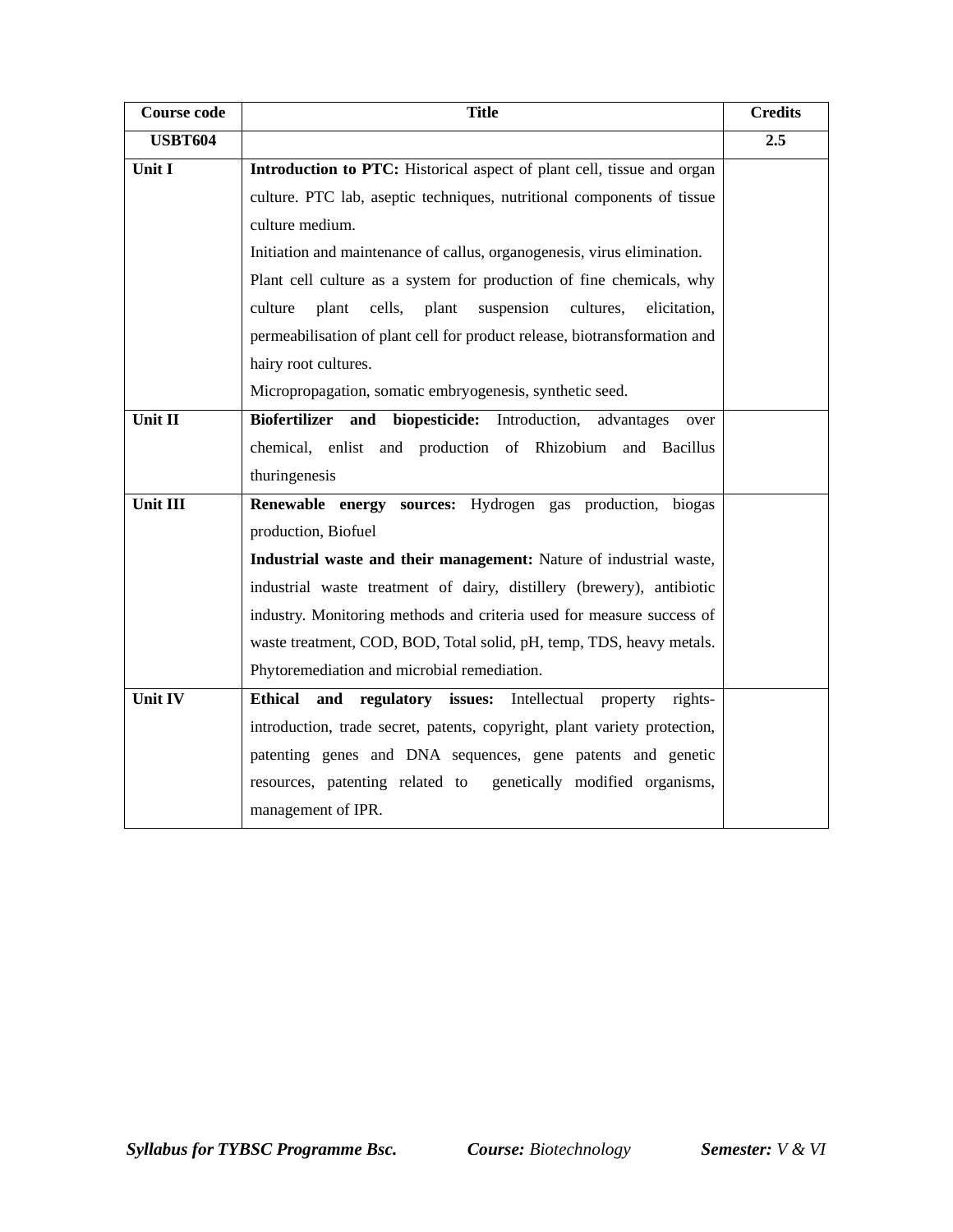| Course code | Title | Credits |
|---|---|---|
| **USBT604** | | **2.5** |
| **Unit I** | **Introduction to PTC:** Historical aspect of plant cell, tissue and organ culture. PTC lab, aseptic techniques, nutritional components of tissue culture medium.<br>Initiation and maintenance of callus, organogenesis, virus elimination.<br>Plant cell culture as a system for production of fine chemicals, why culture plant cells, plant suspension cultures, elicitation, permeabilisation of plant cell for product release, biotransformation and hairy root cultures.<br>Micropropagation, somatic embryogenesis, synthetic seed. | |
| **Unit II** | **Biofertilizer and biopesticide:** Introduction, advantages over chemical, enlist and production of Rhizobium and Bacillus thuringenesis | |
| **Unit III** | **Renewable energy sources:** Hydrogen gas production, biogas production, Biofuel<br>**Industrial waste and their management:** Nature of industrial waste, industrial waste treatment of dairy, distillery (brewery), antibiotic industry. Monitoring methods and criteria used for measure success of waste treatment, COD, BOD, Total solid, pH, temp, TDS, heavy metals. Phytoremediation and microbial remediation. | |
| **Unit IV** | **Ethical and regulatory issues:** Intellectual property rights-introduction, trade secret, patents, copyright, plant variety protection, patenting genes and DNA sequences, gene patents and genetic resources, patenting related to genetically modified organisms, management of IPR. | |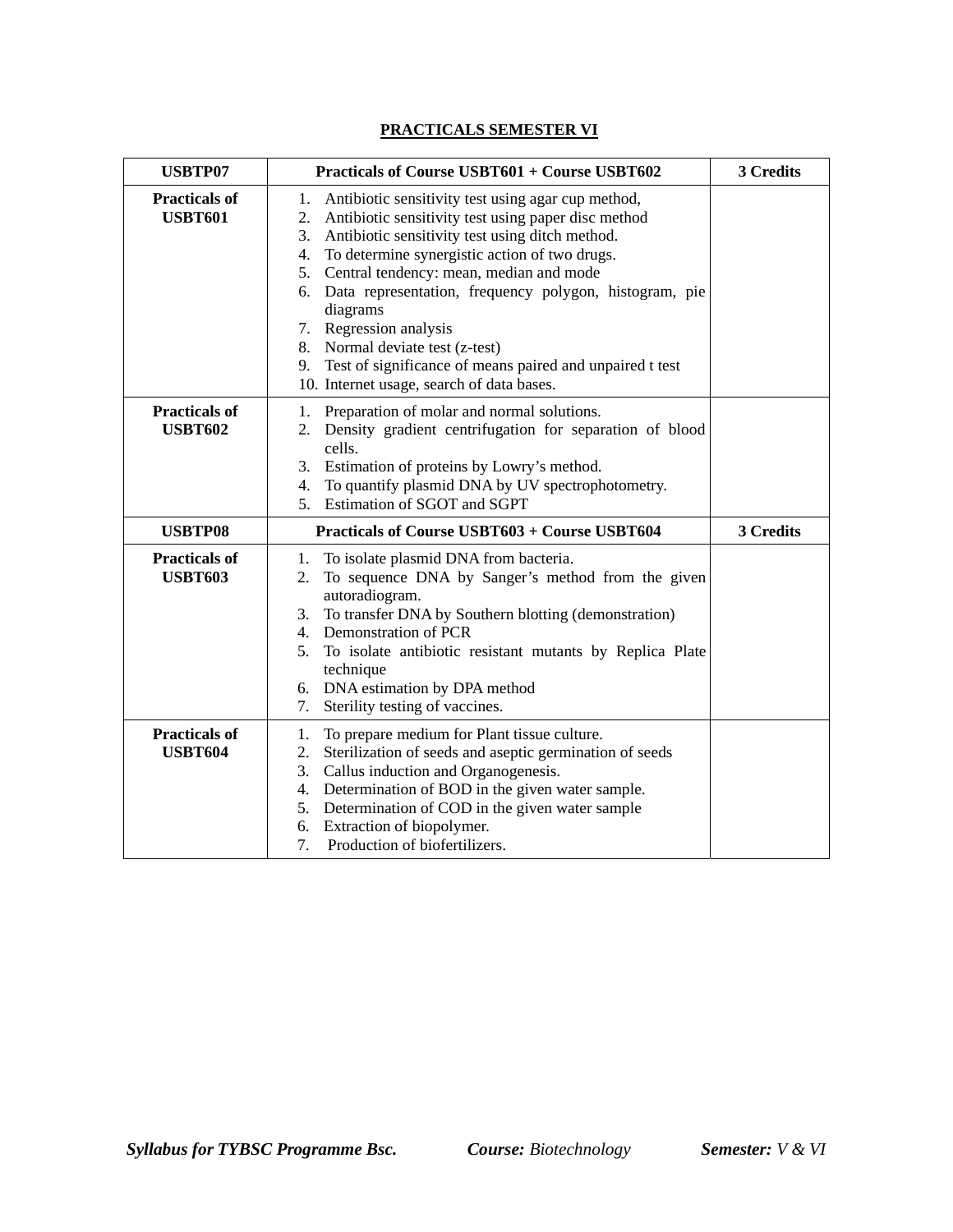## PRACTICALS SEMESTER VI

| USBTP07 | Practicals of Course USBT601 + Course USBT602 | 3 Credits |
|---|---|---|
| **Practicals of USBT601** | 1. Antibiotic sensitivity test using agar cup method,<br>2. Antibiotic sensitivity test using paper disc method<br>3. Antibiotic sensitivity test using ditch method.<br>4. To determine synergistic action of two drugs.<br>5. Central tendency: mean, median and mode<br>6. Data representation, frequency polygon, histogram, pie diagrams<br>7. Regression analysis<br>8. Normal deviate test (z-test)<br>9. Test of significance of means paired and unpaired t test<br>10. Internet usage, search of data bases. | |
| **Practicals of USBT602** | 1. Preparation of molar and normal solutions.<br>2. Density gradient centrifugation for separation of blood cells.<br>3. Estimation of proteins by Lowry's method.<br>4. To quantify plasmid DNA by UV spectrophotometry.<br>5. Estimation of SGOT and SGPT | |
| **USBTP08** | **Practicals of Course USBT603 + Course USBT604** | **3 Credits** |
| **Practicals of USBT603** | 1. To isolate plasmid DNA from bacteria.<br>2. To sequence DNA by Sanger's method from the given autoradiogram.<br>3. To transfer DNA by Southern blotting (demonstration)<br>4. Demonstration of PCR<br>5. To isolate antibiotic resistant mutants by Replica Plate technique<br>6. DNA estimation by DPA method<br>7. Sterility testing of vaccines. | |
| **Practicals of USBT604** | 1. To prepare medium for Plant tissue culture.<br>2. Sterilization of seeds and aseptic germination of seeds<br>3. Callus induction and Organogenesis.<br>4. Determination of BOD in the given water sample.<br>5. Determination of COD in the given water sample<br>6. Extraction of biopolymer.<br>7. Production of biofertilizers. | |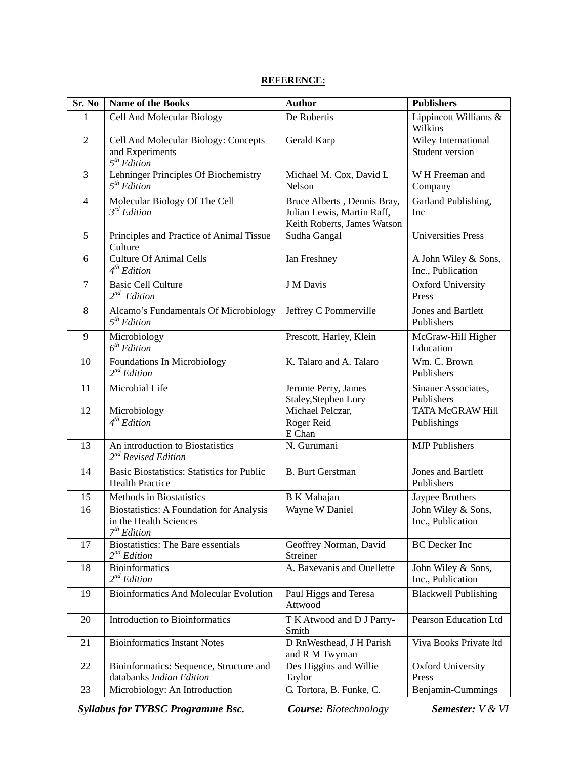**REFERENCE:**

| Sr. No | Name of the Books | Author | Publishers |
|---|---|---|---|
| 1 | Cell And Molecular Biology | De Robertis | Lippincott Williams & Wilkins |
| 2 | Cell And Molecular Biology: Concepts and Experiments *5th Edition* | Gerald Karp | Wiley International Student version |
| 3 | Lehninger Principles Of Biochemistry *5th Edition* | Michael M. Cox, David L Nelson | W H Freeman and Company |
| 4 | Molecular Biology Of The Cell *3rd Edition* | Bruce Alberts , Dennis Bray, Julian Lewis, Martin Raff, Keith Roberts, James Watson | Garland Publishing, Inc |
| 5 | Principles and Practice of Animal Tissue Culture | Sudha Gangal | Universities Press |
| 6 | Culture Of Animal Cells *4th Edition* | Ian Freshney | A John Wiley & Sons, Inc., Publication |
| 7 | Basic Cell Culture *2nd Edition* | J M Davis | Oxford University Press |
| 8 | Alcamo's Fundamentals Of Microbiology *5th Edition* | Jeffrey C Pommerville | Jones and Bartlett Publishers |
| 9 | Microbiology *6th Edition* | Prescott, Harley, Klein | McGraw-Hill Higher Education |
| 10 | Foundations In Microbiology *2nd Edition* | K. Talaro and A. Talaro | Wm. C. Brown Publishers |
| 11 | Microbial Life | Jerome Perry, James Staley,Stephen Lory | Sinauer Associates, Publishers |
| 12 | Microbiology *4th Edition* | Michael Pelczar, Roger Reid E Chan | TATA McGRAW Hill Publishings |
| 13 | An introduction to Biostatistics *2nd Revised Edition* | N. Gurumani | MJP Publishers |
| 14 | Basic Biostatistics: Statistics for Public Health Practice | B. Burt Gerstman | Jones and Bartlett Publishers |
| 15 | Methods in Biostatistics | B K Mahajan | Jaypee Brothers |
| 16 | Biostatistics: A Foundation for Analysis in the Health Sciences *7th Edition* | Wayne W Daniel | John Wiley & Sons, Inc., Publication |
| 17 | Biostatistics: The Bare essentials *2nd Edition* | Geoffrey Norman, David Streiner | BC Decker Inc |
| 18 | Bioinformatics *2nd Edition* | A. Baxevanis and Ouellette | John Wiley & Sons, Inc., Publication |
| 19 | Bioinformatics And Molecular Evolution | Paul Higgs and Teresa Attwood | Blackwell Publishing |
| 20 | Introduction to Bioinformatics | T K Atwood and D J Parry-Smith | Pearson Education Ltd |
| 21 | Bioinformatics Instant Notes | D RnWesthead, J H Parish and R M Twyman | Viva Books Private ltd |
| 22 | Bioinformatics: Sequence, Structure and databanks *Indian Edition* | Des Higgins and Willie Taylor | Oxford University Press |
| 23 | Microbiology: An Introduction | G. Tortora, B. Funke, C. | Benjamin-Cummings |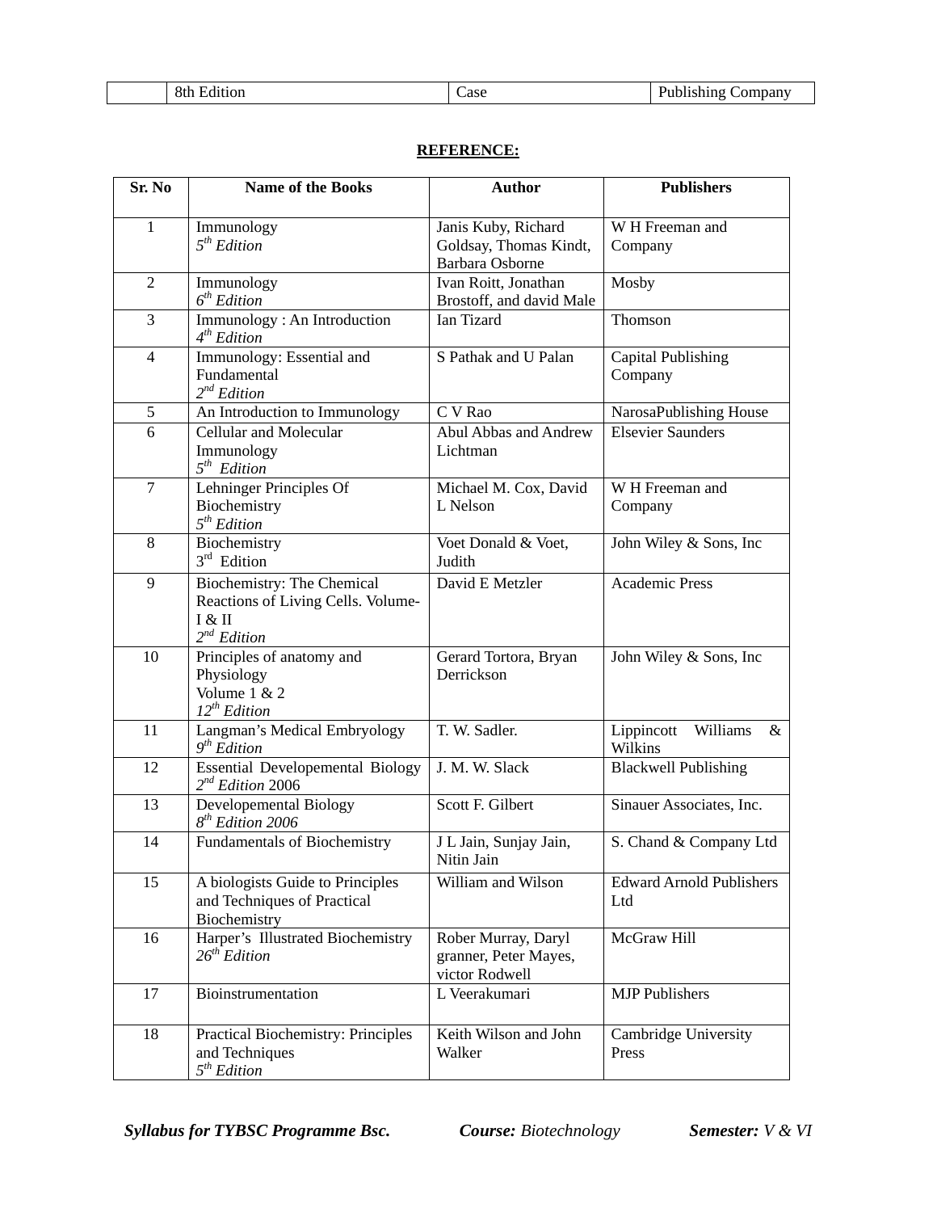|  | 8th Edition | Case | Publishing Company |
|---|---|---|---|

**REFERENCE:**

| Sr. No | Name of the Books | Author | Publishers |
|---|---|---|---|
| 1 | Immunology *5th Edition* | Janis Kuby, Richard Goldsay, Thomas Kindt, Barbara Osborne | W H Freeman and Company |
| 2 | Immunology *6th Edition* | Ivan Roitt, Jonathan Brostoff, and david Male | Mosby |
| 3 | Immunology : An Introduction *4th Edition* | Ian Tizard | Thomson |
| 4 | Immunology: Essential and Fundamental *2nd Edition* | S Pathak and U Palan | Capital Publishing Company |
| 5 | An Introduction to Immunology | C V Rao | NarosaPublishing House |
| 6 | Cellular and Molecular Immunology *5th Edition* | Abul Abbas and Andrew Lichtman | Elsevier Saunders |
| 7 | Lehninger Principles Of Biochemistry *5th Edition* | Michael M. Cox, David L Nelson | W H Freeman and Company |
| 8 | Biochemistry 3rd Edition | Voet Donald & Voet, Judith | John Wiley & Sons, Inc |
| 9 | Biochemistry: The Chemical Reactions of Living Cells. Volume-I & II *2nd Edition* | David E Metzler | Academic Press |
| 10 | Principles of anatomy and Physiology Volume 1 & 2 *12th Edition* | Gerard Tortora, Bryan Derrickson | John Wiley & Sons, Inc |
| 11 | Langman's Medical Embryology *9th Edition* | T. W. Sadler. | Lippincott Williams & Wilkins |
| 12 | Essential Developemental Biology *2nd Edition* 2006 | J. M. W. Slack | Blackwell Publishing |
| 13 | Developemental Biology *8th Edition 2006* | Scott F. Gilbert | Sinauer Associates, Inc. |
| 14 | Fundamentals of Biochemistry | J L Jain, Sunjay Jain, Nitin Jain | S. Chand & Company Ltd |
| 15 | A biologists Guide to Principles and Techniques of Practical Biochemistry | William and Wilson | Edward Arnold Publishers Ltd |
| 16 | Harper's Illustrated Biochemistry *26th Edition* | Rober Murray, Daryl granner, Peter Mayes, victor Rodwell | McGraw Hill |
| 17 | Bioinstrumentation | L Veerakumari | MJP Publishers |
| 18 | Practical Biochemistry: Principles and Techniques *5th Edition* | Keith Wilson and John Walker | Cambridge University Press |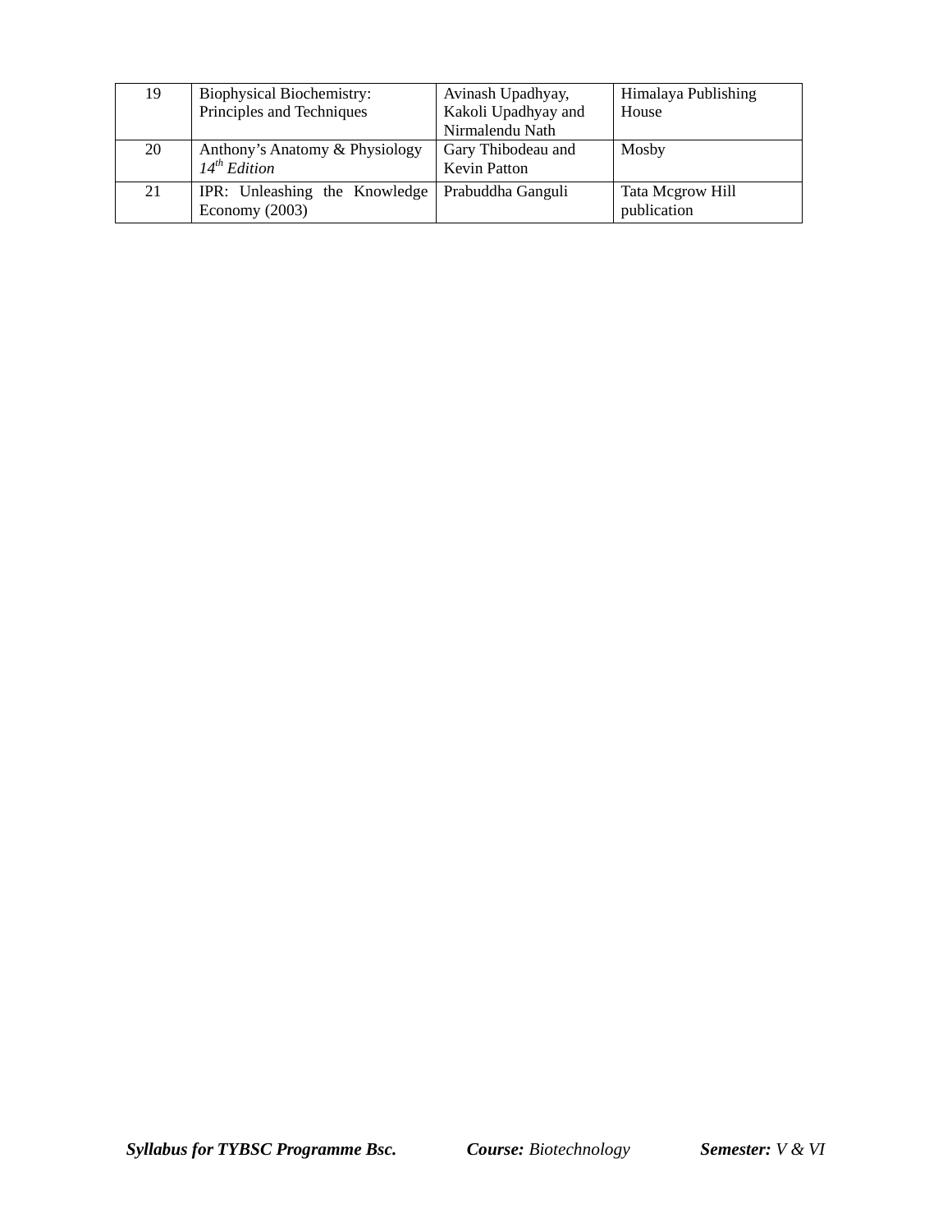| 19 | Biophysical Biochemistry: Principles and Techniques | Avinash Upadhyay, Kakoli Upadhyay and Nirmalendu Nath | Himalaya Publishing House |
|---|---|---|---|
| 20 | Anthony's Anatomy & Physiology *14th Edition* | Gary Thibodeau and Kevin Patton | Mosby |
| 21 | IPR: Unleashing the Knowledge Economy (2003) | Prabuddha Ganguli | Tata Mcgrow Hill publication |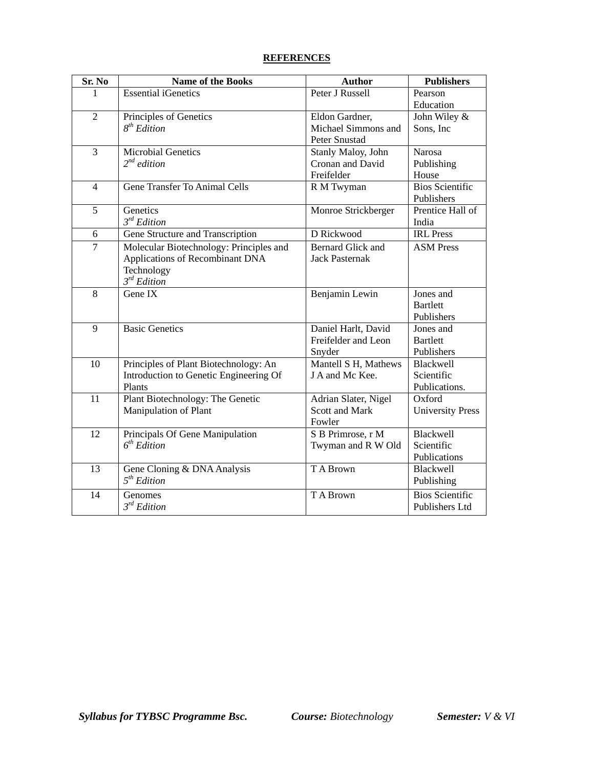**REFERENCES**

| Sr. No | Name of the Books | Author | Publishers |
|---|---|---|---|
| 1 | Essential iGenetics | Peter J Russell | Pearson Education |
| 2 | Principles of Genetics *8th Edition* | Eldon Gardner, Michael Simmons and Peter Snustad | John Wiley & Sons, Inc |
| 3 | Microbial Genetics *2nd edition* | Stanly Maloy, John Cronan and David Freifelder | Narosa Publishing House |
| 4 | Gene Transfer To Animal Cells | R M Twyman | Bios Scientific Publishers |
| 5 | Genetics *3rd Edition* | Monroe Strickberger | Prentice Hall of India |
| 6 | Gene Structure and Transcription | D Rickwood | IRL Press |
| 7 | Molecular Biotechnology: Principles and Applications of Recombinant DNA Technology *3rd Edition* | Bernard Glick and Jack Pasternak | ASM Press |
| 8 | Gene IX | Benjamin Lewin | Jones and Bartlett Publishers |
| 9 | Basic Genetics | Daniel Harlt, David Freifelder and Leon Snyder | Jones and Bartlett Publishers |
| 10 | Principles of Plant Biotechnology: An Introduction to Genetic Engineering Of Plants | Mantell S H, Mathews J A and Mc Kee. | Blackwell Scientific Publications. |
| 11 | Plant Biotechnology: The Genetic Manipulation of Plant | Adrian Slater, Nigel Scott and Mark Fowler | Oxford University Press |
| 12 | Principals Of Gene Manipulation *6th Edition* | S B Primrose, r M Twyman and R W Old | Blackwell Scientific Publications |
| 13 | Gene Cloning & DNA Analysis *5th Edition* | T A Brown | Blackwell Publishing |
| 14 | Genomes *3rd Edition* | T A Brown | Bios Scientific Publishers Ltd |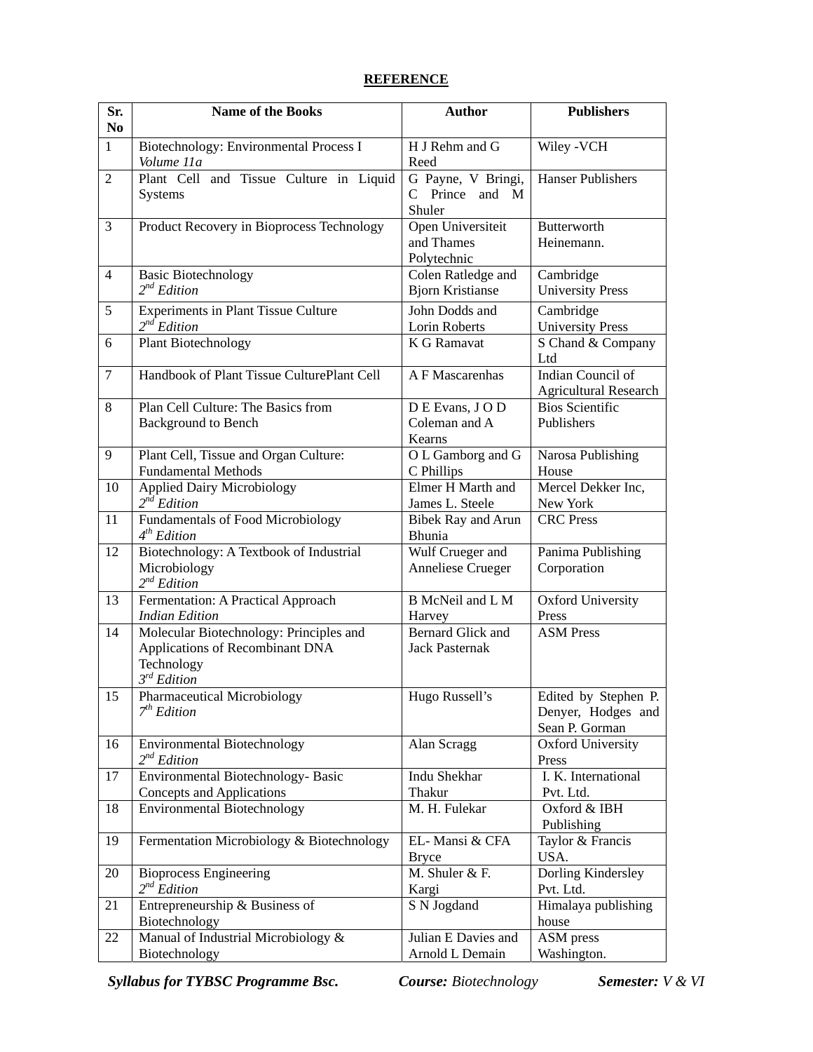**REFERENCE**

| Sr. No | Name of the Books | Author | Publishers |
|---|---|---|---|
| 1 | Biotechnology: Environmental Process I *Volume 11a* | H J Rehm and G Reed | Wiley -VCH |
| 2 | Plant Cell and Tissue Culture in Liquid Systems | G Payne, V Bringi, C Prince and M Shuler | Hanser Publishers |
| 3 | Product Recovery in Bioprocess Technology | Open Universiteit and Thames Polytechnic | Butterworth Heinemann. |
| 4 | Basic Biotechnology *2nd Edition* | Colen Ratledge and Bjorn Kristianse | Cambridge University Press |
| 5 | Experiments in Plant Tissue Culture *2nd Edition* | John Dodds and Lorin Roberts | Cambridge University Press |
| 6 | Plant Biotechnology | K G Ramavat | S Chand & Company Ltd |
| 7 | Handbook of Plant Tissue CulturePlant Cell | A F Mascarenhas | Indian Council of Agricultural Research |
| 8 | Plan Cell Culture: The Basics from Background to Bench | D E Evans, J O D Coleman and A Kearns | Bios Scientific Publishers |
| 9 | Plant Cell, Tissue and Organ Culture: Fundamental Methods | O L Gamborg and G C Phillips | Narosa Publishing House |
| 10 | Applied Dairy Microbiology *2nd Edition* | Elmer H Marth and James L. Steele | Mercel Dekker Inc, New York |
| 11 | Fundamentals of Food Microbiology *4th Edition* | Bibek Ray and Arun Bhunia | CRC Press |
| 12 | Biotechnology: A Textbook of Industrial Microbiology *2nd Edition* | Wulf Crueger and Anneliese Crueger | Panima Publishing Corporation |
| 13 | Fermentation: A Practical Approach *Indian Edition* | B McNeil and L M Harvey | Oxford University Press |
| 14 | Molecular Biotechnology: Principles and Applications of Recombinant DNA Technology *3rd Edition* | Bernard Glick and Jack Pasternak | ASM Press |
| 15 | Pharmaceutical Microbiology *7th Edition* | Hugo Russell's | Edited by Stephen P. Denyer, Hodges and Sean P. Gorman |
| 16 | Environmental Biotechnology *2nd Edition* | Alan Scragg | Oxford University Press |
| 17 | Environmental Biotechnology- Basic Concepts and Applications | Indu Shekhar Thakur | I. K. International Pvt. Ltd. |
| 18 | Environmental Biotechnology | M. H. Fulekar | Oxford & IBH Publishing |
| 19 | Fermentation Microbiology & Biotechnology | EL- Mansi & CFA Bryce | Taylor & Francis USA. |
| 20 | Bioprocess Engineering *2nd Edition* | M. Shuler & F. Kargi | Dorling Kindersley Pvt. Ltd. |
| 21 | Entrepreneurship & Business of Biotechnology | S N Jogdand | Himalaya publishing house |
| 22 | Manual of Industrial Microbiology & Biotechnology | Julian E Davies and Arnold L Demain | ASM press Washington. |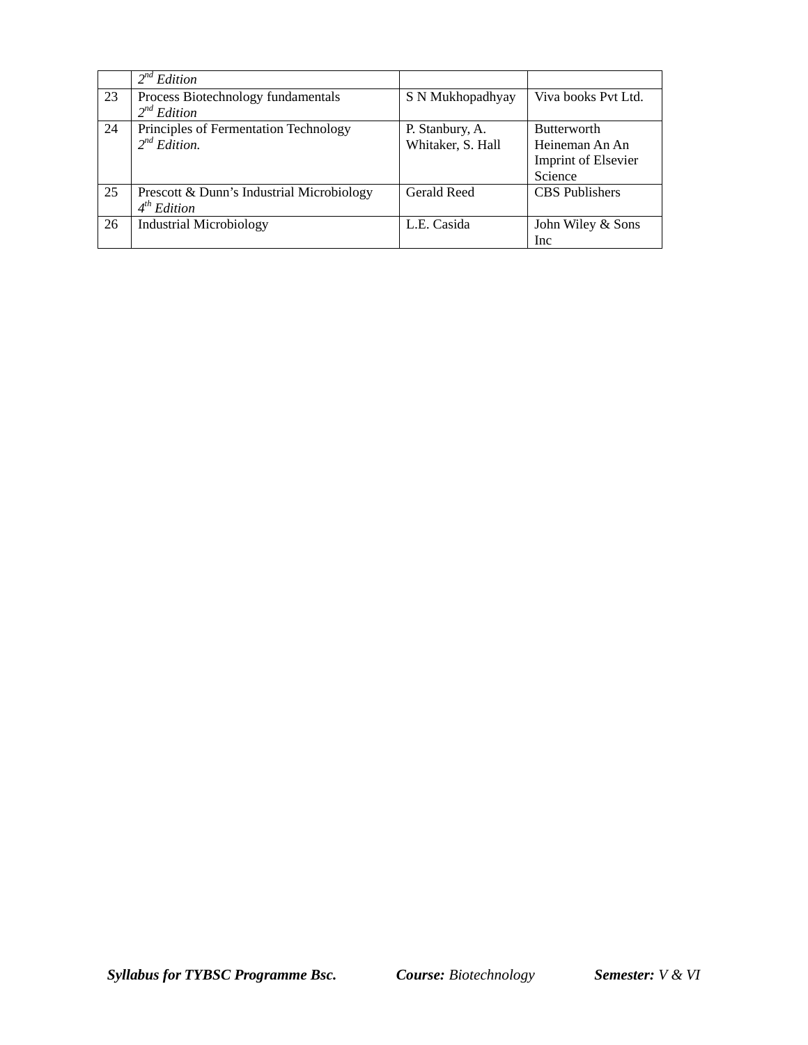| | | | |
|---|---|---|---|
| | *2$^{nd}$ Edition* | | |
| 23 | Process Biotechnology fundamentals *2$^{nd}$ Edition* | S N Mukhopadhyay | Viva books Pvt Ltd. |
| 24 | Principles of Fermentation Technology *2$^{nd}$ Edition.* | P. Stanbury, A. Whitaker, S. Hall | Butterworth Heineman An An Imprint of Elsevier Science |
| 25 | Prescott & Dunn's Industrial Microbiology *4$^{th}$ Edition* | Gerald Reed | CBS Publishers |
| 26 | Industrial Microbiology | L.E. Casida | John Wiley & Sons Inc |